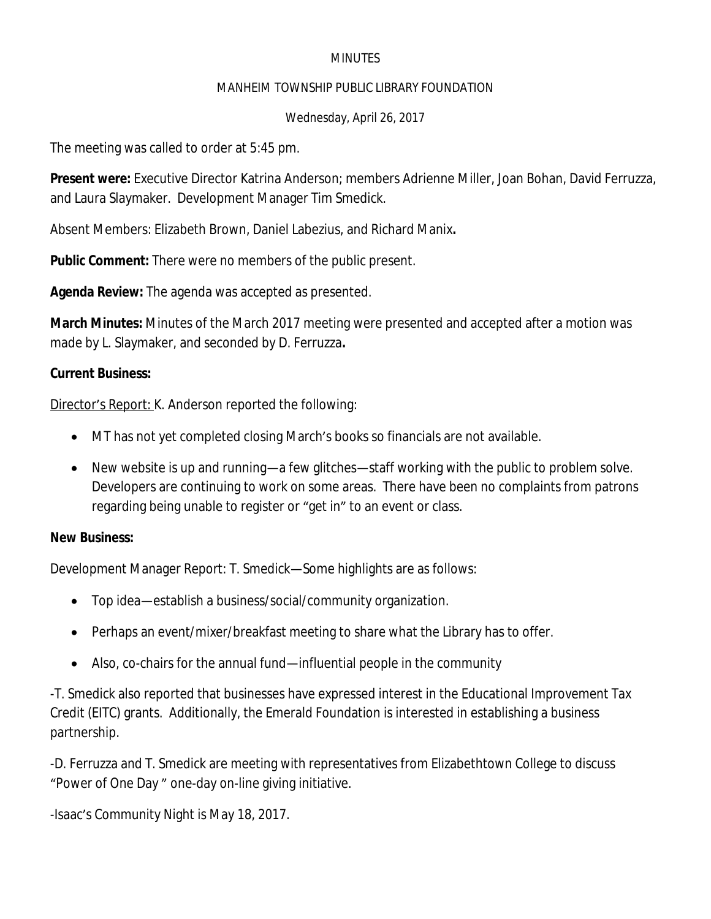MINUTES

MANHEIM TOWNSHIP PUBLIC LIBRARY FOUNDATION

Wednesday, April 26, 2017

The meeting was called to order at 5:45 pm.

**Present were:** Executive Director Katrina Anderson; members Adrienne Miller, Joan Bohan, David Ferruzza, and Laura Slaymaker. Development Manager Tim Smedick.

Absent Members: Elizabeth Brown, Daniel Labezius, and Richard Manix**.**

**Public Comment:** There were no members of the public present.

**Agenda Review:** The agenda was accepted as presented.

**March Minutes:** Minutes of the March 2017 meeting were presented and accepted after a motion was made by L. Slaymaker, and seconded by D. Ferruzza**.**

**Current Business:**

Director's Report: K. Anderson reported the following:

- MT has not yet completed closing March's books so financials are not available.
- New website is up and running—a few glitches—staff working with the public to problem solve. Developers are continuing to work on some areas. There have been no complaints from patrons regarding being unable to register or "get in" to an event or class.

**New Business:**

Development Manager Report: T. Smedick—Some highlights are as follows:

- Top idea—establish a business/social/community organization.
- Perhaps an event/mixer/breakfast meeting to share what the Library has to offer.
- Also, co-chairs for the annual fund—influential people in the community

-T. Smedick also reported that businesses have expressed interest in the Educational Improvement Tax Credit (EITC) grants. Additionally, the Emerald Foundation is interested in establishing a business partnership.

-D. Ferruzza and T. Smedick are meeting with representatives from Elizabethtown College to discuss "Power of One Day " one-day on-line giving initiative.

-Isaac's Community Night is May 18, 2017.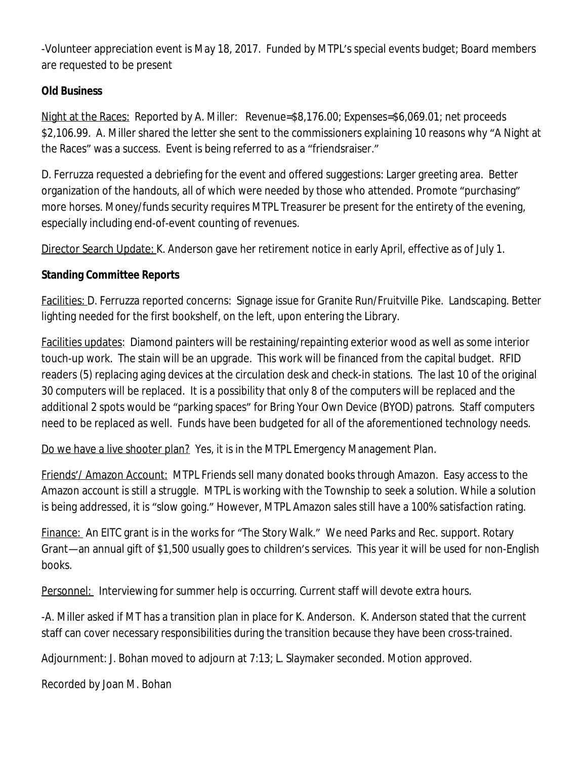-Volunteer appreciation event is May 18, 2017. Funded by MTPL's special events budget; Board members are requested to be present

**Old Business**

Night at the Races: Reported by A. Miller: Revenue=$8,176.00; Expenses=$6,069.01; net proceeds $2,106.99. A. Miller shared the letter she sent to the commissioners explaining 10 reasons why "A Night at the Races" was a success. Event is being referred to as a "friendsraiser."

D. Ferruzza requested a debriefing for the event and offered suggestions: Larger greeting area. Better organization of the handouts, all of which were needed by those who attended. Promote "purchasing" more horses. Money/funds security requires MTPL Treasurer be present for the entirety of the evening, especially including end-of-event counting of revenues.

Director Search Update: K. Anderson gave her retirement notice in early April, effective as of July 1.

**Standing Committee Reports**

Facilities: D. Ferruzza reported concerns: Signage issue for Granite Run/Fruitville Pike. Landscaping. Better lighting needed for the first bookshelf, on the left, upon entering the Library.

Facilities updates: Diamond painters will be restaining/repainting exterior wood as well as some interior touch-up work. The stain will be an upgrade. This work will be financed from the capital budget. RFID readers (5) replacing aging devices at the circulation desk and check-in stations. The last 10 of the original 30 computers will be replaced. It is a possibility that only 8 of the computers will be replaced and the additional 2 spots would be "parking spaces" for Bring Your Own Device (BYOD) patrons. Staff computers need to be replaced as well. Funds have been budgeted for all of the aforementioned technology needs.

Do we have a live shooter plan? Yes, it is in the MTPL Emergency Management Plan.

Friends'/ Amazon Account: MTPL Friends sell many donated books through Amazon. Easy access to the Amazon account is still a struggle. MTPL is working with the Township to seek a solution. While a solution is being addressed, it is "slow going." However, MTPL Amazon sales still have a 100% satisfaction rating.

Finance: An EITC grant is in the works for "The Story Walk." We need Parks and Rec. support. Rotary Grant—an annual gift of $1,500 usually goes to children's services. This year it will be used for non-English books.

Personnel: Interviewing for summer help is occurring. Current staff will devote extra hours.

-A. Miller asked if MT has a transition plan in place for K. Anderson. K. Anderson stated that the current staff can cover necessary responsibilities during the transition because they have been cross-trained.

Adjournment: J. Bohan moved to adjourn at 7:13; L. Slaymaker seconded. Motion approved.

Recorded by Joan M. Bohan